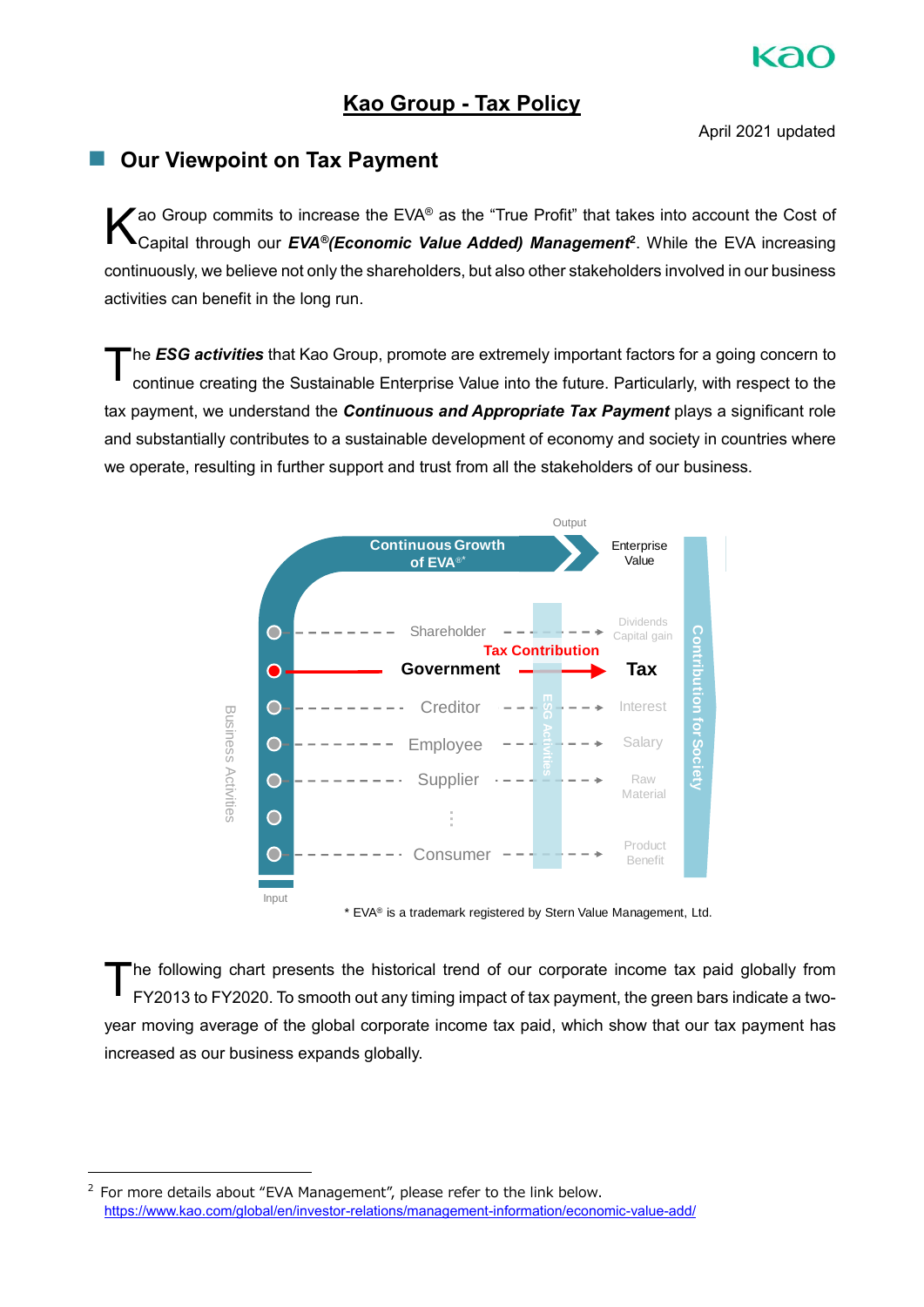# Kao Group - Tax Policy

April 2021 updated

## Our Viewpoint on Tax Payment

Kao Group commits to increase the EVA® as the "True Profit" that takes into account the Cost of Capital through our ***EVA®(Economic Value Added) Management***[2]. While the EVA increasing continuously, we believe not only the shareholders, but also other stakeholders involved in our business activities can benefit in the long run.

The ***ESG activities*** that Kao Group, promote are extremely important factors for a going concern to continue creating the Sustainable Enterprise Value into the future. Particularly, with respect to the tax payment, we understand the ***Continuous and Appropriate Tax Payment*** plays a significant role and substantially contributes to a sustainable development of economy and society in countries where we operate, resulting in further support and trust from all the stakeholders of our business.

\* EVA® is a trademark registered by Stern Value Management, Ltd.

The following chart presents the historical trend of our corporate income tax paid globally from FY2013 to FY2020. To smooth out any timing impact of tax payment, the green bars indicate a two-year moving average of the global corporate income tax paid, which show that our tax payment has increased as our business expands globally.

---

[2] For more details about "EVA Management", please refer to the link below.
https://www.kao.com/global/en/investor-relations/management-information/economic-value-add/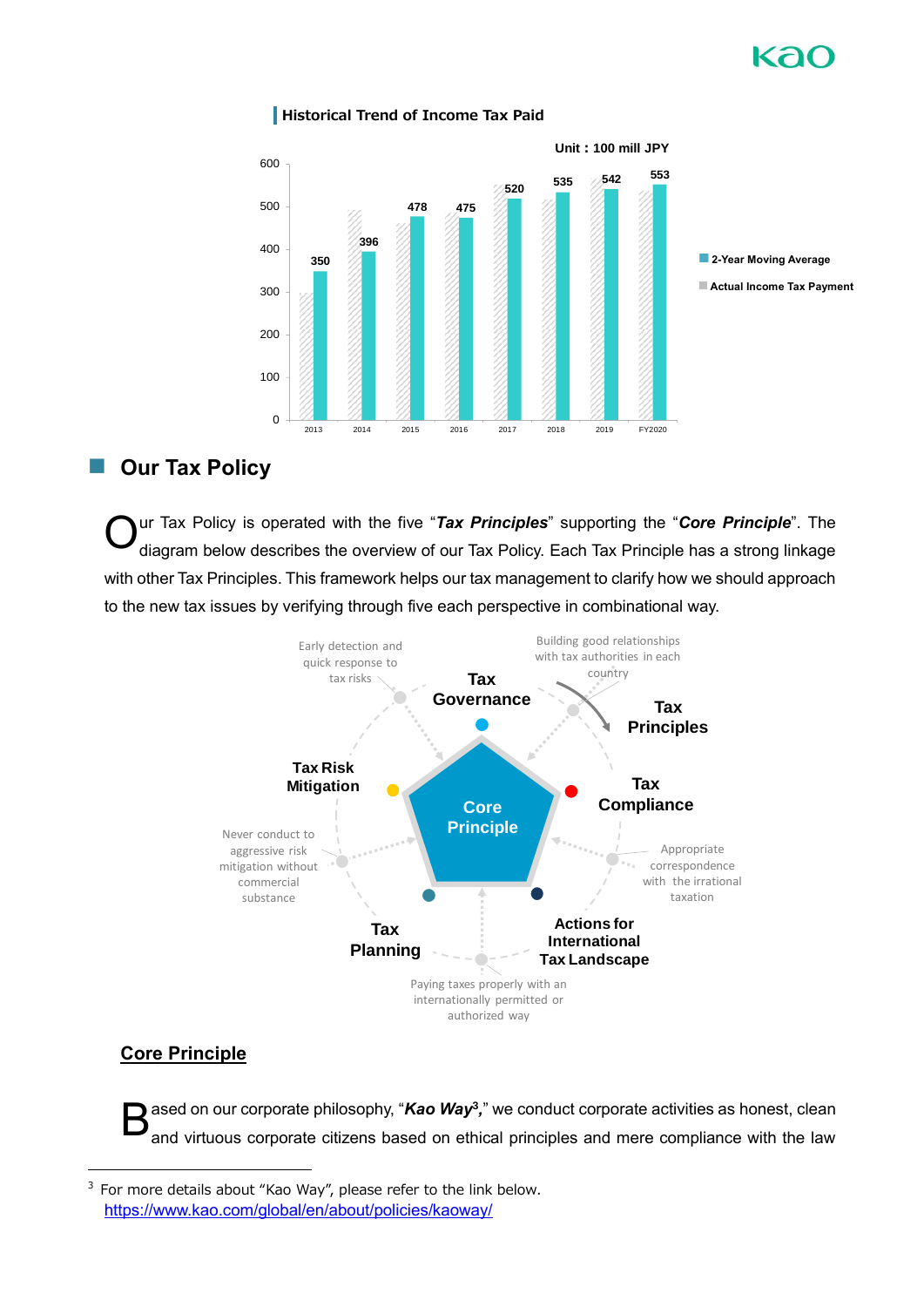**Historical Trend of Income Tax Paid**

Unit : 100 mill JPY

| Year | 2-Year Moving Average |
| --- | --- |
| 2013 | 350 |
| 2014 | 396 |
| 2015 | 478 |
| 2016 | 475 |
| 2017 | 520 |
| 2018 | 535 |
| 2019 | 542 |
| FY2020 | 553 |

■ 2-Year Moving Average
■ Actual Income Tax Payment

## Our Tax Policy

Our Tax Policy is operated with the five "***Tax Principles***" supporting the "***Core Principle***". The diagram below describes the overview of our Tax Policy. Each Tax Principle has a strong linkage with other Tax Principles. This framework helps our tax management to clarify how we should approach to the new tax issues by verifying through five each perspective in combinational way.

- **Core Principle**
- **Tax Principles**
  - **Tax Governance** — Building good relationships with tax authorities in each country
  - **Tax Compliance** — Appropriate correspondence with the irrational taxation
  - **Actions for International Tax Landscape** — Paying taxes properly with an internationally permitted or authorized way
  - **Tax Planning** — Never conduct to aggressive risk mitigation without commercial substance
  - **Tax Risk Mitigation** — Early detection and quick response to tax risks

### Core Principle

Based on our corporate philosophy, "***Kao Way***[3]," we conduct corporate activities as honest, clean and virtuous corporate citizens based on ethical principles and mere compliance with the law

---

[3] For more details about "Kao Way", please refer to the link below.
https://www.kao.com/global/en/about/policies/kaoway/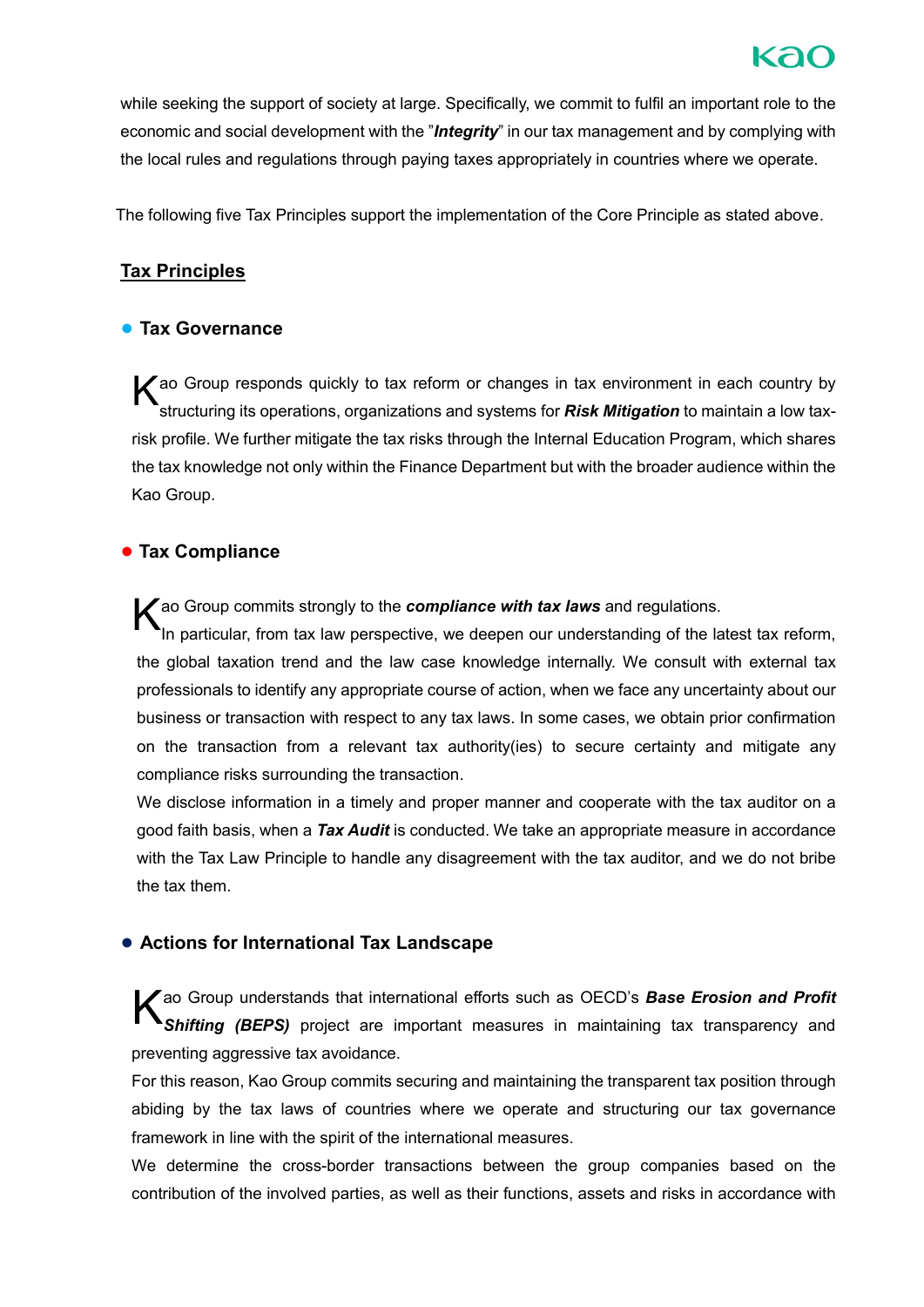while seeking the support of society at large. Specifically, we commit to fulfil an important role to the economic and social development with the "***Integrity***" in our tax management and by complying with the local rules and regulations through paying taxes appropriately in countries where we operate.

The following five Tax Principles support the implementation of the Core Principle as stated above.

## Tax Principles

### ● Tax Governance

Kao Group responds quickly to tax reform or changes in tax environment in each country by structuring its operations, organizations and systems for ***Risk Mitigation*** to maintain a low tax-risk profile. We further mitigate the tax risks through the Internal Education Program, which shares the tax knowledge not only within the Finance Department but with the broader audience within the Kao Group.

### ● Tax Compliance

Kao Group commits strongly to the ***compliance with tax laws*** and regulations.
In particular, from tax law perspective, we deepen our understanding of the latest tax reform, the global taxation trend and the law case knowledge internally. We consult with external tax professionals to identify any appropriate course of action, when we face any uncertainty about our business or transaction with respect to any tax laws. In some cases, we obtain prior confirmation on the transaction from a relevant tax authority(ies) to secure certainty and mitigate any compliance risks surrounding the transaction.
We disclose information in a timely and proper manner and cooperate with the tax auditor on a good faith basis, when a ***Tax Audit*** is conducted. We take an appropriate measure in accordance with the Tax Law Principle to handle any disagreement with the tax auditor, and we do not bribe the tax them.

### ● Actions for International Tax Landscape

Kao Group understands that international efforts such as OECD's ***Base Erosion and Profit Shifting (BEPS)*** project are important measures in maintaining tax transparency and preventing aggressive tax avoidance.
For this reason, Kao Group commits securing and maintaining the transparent tax position through abiding by the tax laws of countries where we operate and structuring our tax governance framework in line with the spirit of the international measures.
We determine the cross-border transactions between the group companies based on the contribution of the involved parties, as well as their functions, assets and risks in accordance with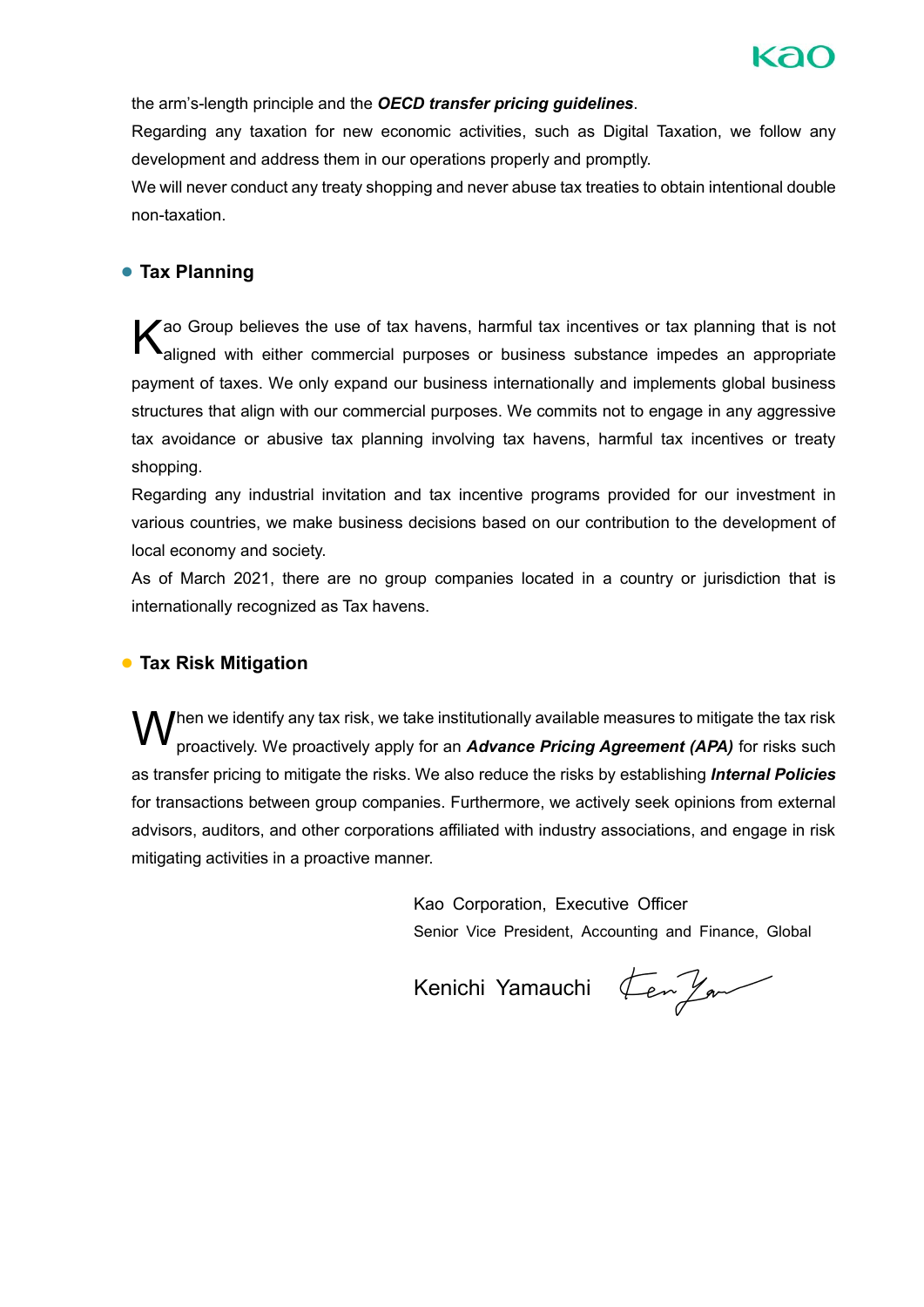the arm's-length principle and the ***OECD transfer pricing guidelines***.

Regarding any taxation for new economic activities, such as Digital Taxation, we follow any development and address them in our operations properly and promptly.

We will never conduct any treaty shopping and never abuse tax treaties to obtain intentional double non-taxation.

## Tax Planning

Kao Group believes the use of tax havens, harmful tax incentives or tax planning that is not aligned with either commercial purposes or business substance impedes an appropriate payment of taxes. We only expand our business internationally and implements global business structures that align with our commercial purposes. We commits not to engage in any aggressive tax avoidance or abusive tax planning involving tax havens, harmful tax incentives or treaty shopping.

Regarding any industrial invitation and tax incentive programs provided for our investment in various countries, we make business decisions based on our contribution to the development of local economy and society.

As of March 2021, there are no group companies located in a country or jurisdiction that is internationally recognized as Tax havens.

## Tax Risk Mitigation

When we identify any tax risk, we take institutionally available measures to mitigate the tax risk proactively. We proactively apply for an ***Advance Pricing Agreement (APA)*** for risks such as transfer pricing to mitigate the risks. We also reduce the risks by establishing ***Internal Policies*** for transactions between group companies. Furthermore, we actively seek opinions from external advisors, auditors, and other corporations affiliated with industry associations, and engage in risk mitigating activities in a proactive manner.

Kao Corporation, Executive Officer
Senior Vice President, Accounting and Finance, Global

Kenichi Yamauchi